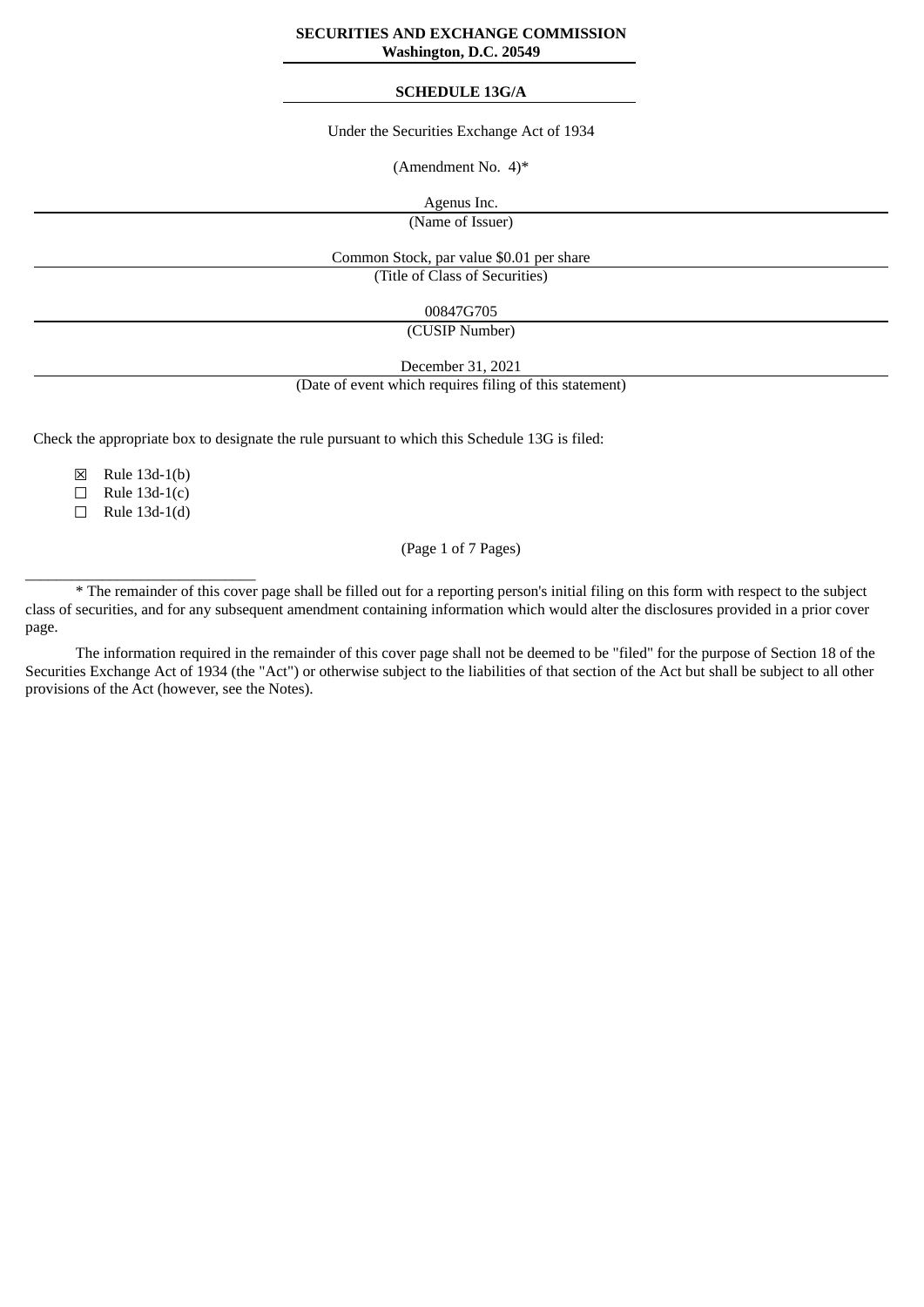**SECURITIES AND EXCHANGE COMMISSION**
**Washington, D.C. 20549**

**SCHEDULE 13G/A**

Under the Securities Exchange Act of 1934

(Amendment No. 4)*

Agenus Inc.

(Name of Issuer)

Common Stock, par value $0.01 per share

(Title of Class of Securities)

00847G705

(CUSIP Number)

December 31, 2021

(Date of event which requires filing of this statement)

Check the appropriate box to designate the rule pursuant to which this Schedule 13G is filed:

☒ Rule 13d-1(b)
☐ Rule 13d-1(c)
☐ Rule 13d-1(d)

______________________________

* The remainder of this cover page shall be filled out for a reporting person's initial filing on this form with respect to the subject class of securities, and for any subsequent amendment containing information which would alter the disclosures provided in a prior cover page.

The information required in the remainder of this cover page shall not be deemed to be "filed" for the purpose of Section 18 of the Securities Exchange Act of 1934 (the "Act") or otherwise subject to the liabilities of that section of the Act but shall be subject to all other provisions of the Act (however, see the Notes).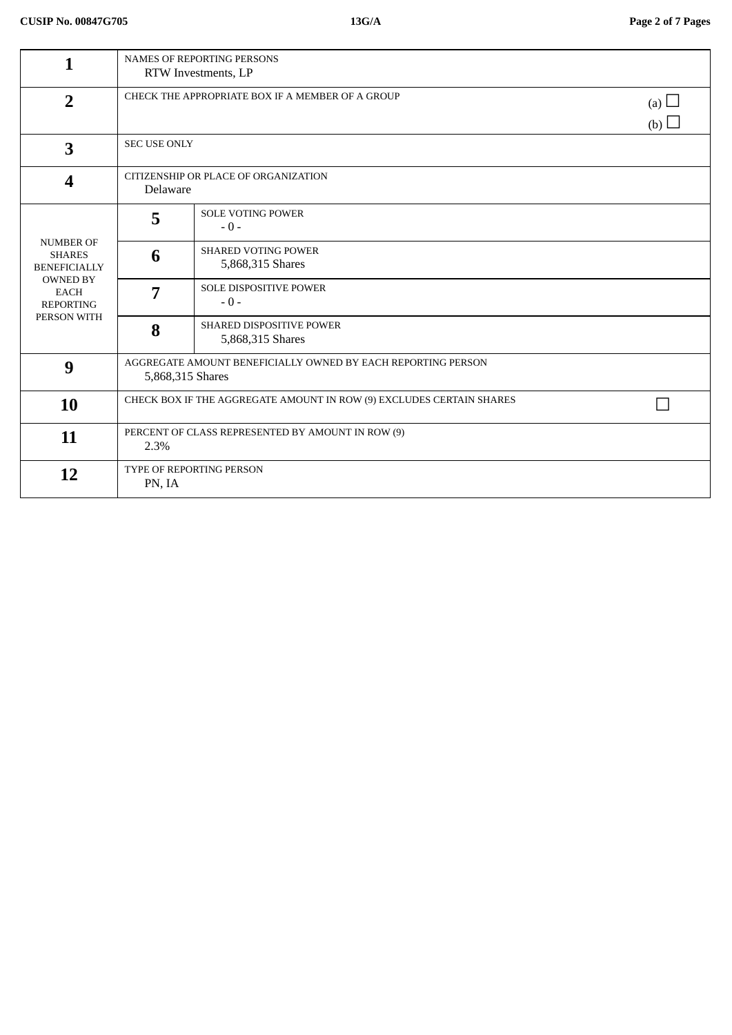| | | | |
|---|---|---|---|
| **1** | NAMES OF REPORTING PERSONS<br>RTW Investments, LP | | |
| **2** | CHECK THE APPROPRIATE BOX IF A MEMBER OF A GROUP | | (a) ☐<br>(b) ☐ |
| **3** | SEC USE ONLY | | |
| **4** | CITIZENSHIP OR PLACE OF ORGANIZATION<br>Delaware | | |
| NUMBER OF SHARES BENEFICIALLY OWNED BY EACH REPORTING PERSON WITH | **5** | SOLE VOTING POWER<br>- 0 - | |
| | **6** | SHARED VOTING POWER<br>5,868,315 Shares | |
| | **7** | SOLE DISPOSITIVE POWER<br>- 0 - | |
| | **8** | SHARED DISPOSITIVE POWER<br>5,868,315 Shares | |
| **9** | AGGREGATE AMOUNT BENEFICIALLY OWNED BY EACH REPORTING PERSON<br>5,868,315 Shares | | |
| **10** | CHECK BOX IF THE AGGREGATE AMOUNT IN ROW (9) EXCLUDES CERTAIN SHARES | | ☐ |
| **11** | PERCENT OF CLASS REPRESENTED BY AMOUNT IN ROW (9)<br>2.3% | | |
| **12** | TYPE OF REPORTING PERSON<br>PN, IA | | |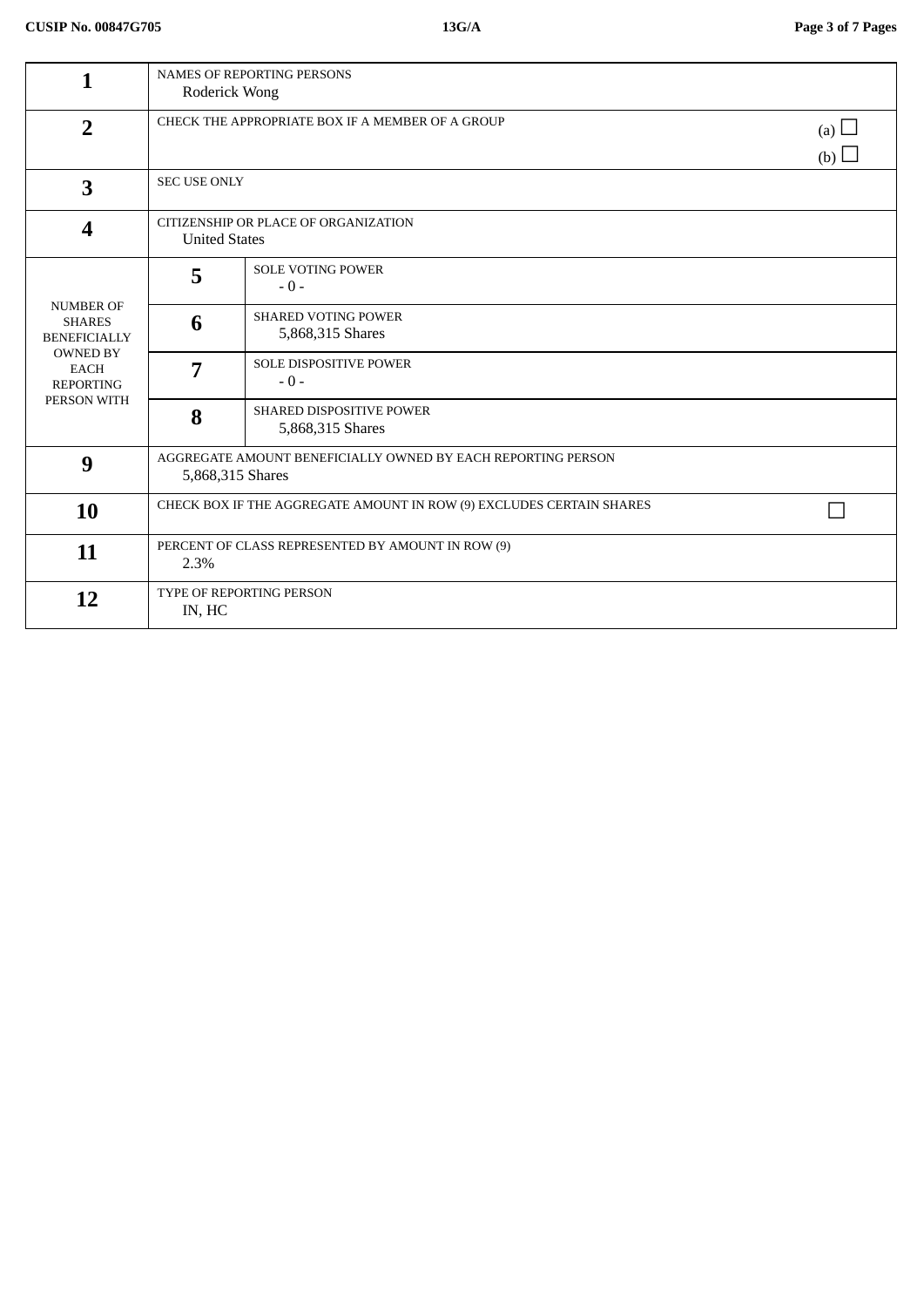| | | | |
|---|---|---|---|
| **1** | NAMES OF REPORTING PERSONS<br>Roderick Wong | | |
| **2** | CHECK THE APPROPRIATE BOX IF A MEMBER OF A GROUP | | (a) ☐<br>(b) ☐ |
| **3** | SEC USE ONLY | | |
| **4** | CITIZENSHIP OR PLACE OF ORGANIZATION<br>United States | | |
| NUMBER OF SHARES BENEFICIALLY OWNED BY EACH REPORTING PERSON WITH | **5** | SOLE VOTING POWER<br>- 0 - | |
| | **6** | SHARED VOTING POWER<br>5,868,315 Shares | |
| | **7** | SOLE DISPOSITIVE POWER<br>- 0 - | |
| | **8** | SHARED DISPOSITIVE POWER<br>5,868,315 Shares | |
| **9** | AGGREGATE AMOUNT BENEFICIALLY OWNED BY EACH REPORTING PERSON<br>5,868,315 Shares | | |
| **10** | CHECK BOX IF THE AGGREGATE AMOUNT IN ROW (9) EXCLUDES CERTAIN SHARES | | ☐ |
| **11** | PERCENT OF CLASS REPRESENTED BY AMOUNT IN ROW (9)<br>2.3% | | |
| **12** | TYPE OF REPORTING PERSON<br>IN, HC | | |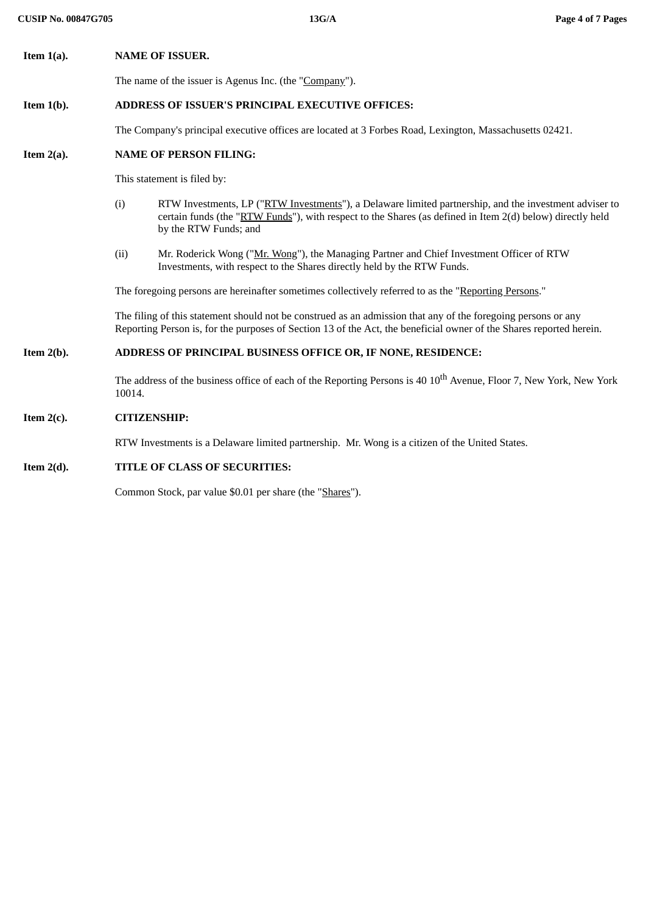**Item 1(a).** **NAME OF ISSUER.**

The name of the issuer is Agenus Inc. (the "Company").

**Item 1(b).** **ADDRESS OF ISSUER'S PRINCIPAL EXECUTIVE OFFICES:**

The Company's principal executive offices are located at 3 Forbes Road, Lexington, Massachusetts 02421.

**Item 2(a).** **NAME OF PERSON FILING:**

This statement is filed by:

(i) RTW Investments, LP ("RTW Investments"), a Delaware limited partnership, and the investment adviser to certain funds (the "RTW Funds"), with respect to the Shares (as defined in Item 2(d) below) directly held by the RTW Funds; and

(ii) Mr. Roderick Wong ("Mr. Wong"), the Managing Partner and Chief Investment Officer of RTW Investments, with respect to the Shares directly held by the RTW Funds.

The foregoing persons are hereinafter sometimes collectively referred to as the "Reporting Persons."

The filing of this statement should not be construed as an admission that any of the foregoing persons or any Reporting Person is, for the purposes of Section 13 of the Act, the beneficial owner of the Shares reported herein.

**Item 2(b).** **ADDRESS OF PRINCIPAL BUSINESS OFFICE OR, IF NONE, RESIDENCE:**

The address of the business office of each of the Reporting Persons is 40 10th Avenue, Floor 7, New York, New York 10014.

**Item 2(c).** **CITIZENSHIP:**

RTW Investments is a Delaware limited partnership. Mr. Wong is a citizen of the United States.

**Item 2(d).** **TITLE OF CLASS OF SECURITIES:**

Common Stock, par value $0.01 per share (the "Shares").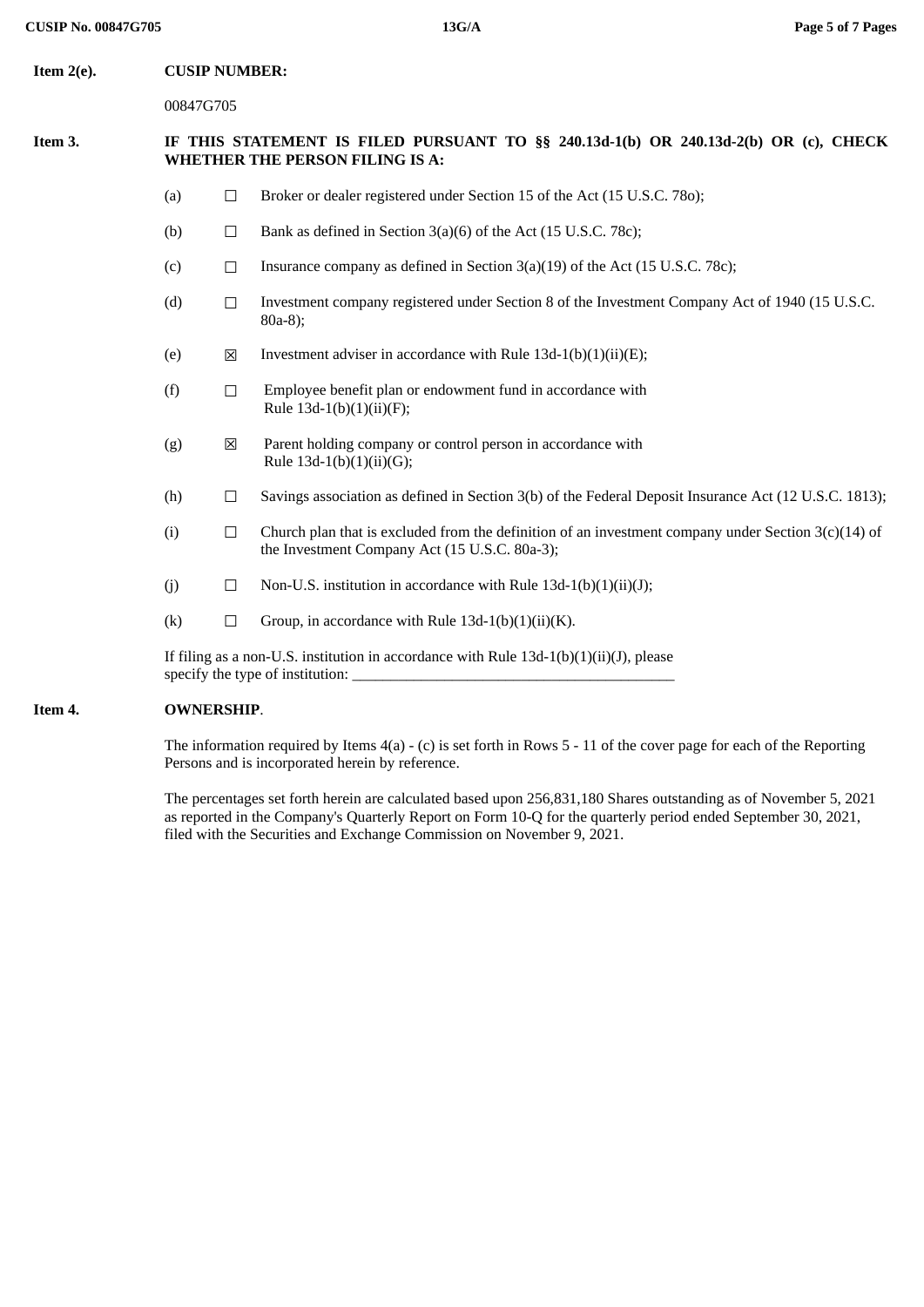**Item 2(e).** **CUSIP NUMBER:**

00847G705

**Item 3.** **IF THIS STATEMENT IS FILED PURSUANT TO §§ 240.13d-1(b) OR 240.13d-2(b) OR (c), CHECK WHETHER THE PERSON FILING IS A:**

(a) ☐ Broker or dealer registered under Section 15 of the Act (15 U.S.C. 78o);

(b) ☐ Bank as defined in Section 3(a)(6) of the Act (15 U.S.C. 78c);

(c) ☐ Insurance company as defined in Section 3(a)(19) of the Act (15 U.S.C. 78c);

(d) ☐ Investment company registered under Section 8 of the Investment Company Act of 1940 (15 U.S.C. 80a-8);

(e) ☒ Investment adviser in accordance with Rule 13d-1(b)(1)(ii)(E);

(f) ☐ Employee benefit plan or endowment fund in accordance with Rule 13d-1(b)(1)(ii)(F);

(g) ☒ Parent holding company or control person in accordance with Rule 13d-1(b)(1)(ii)(G);

(h) ☐ Savings association as defined in Section 3(b) of the Federal Deposit Insurance Act (12 U.S.C. 1813);

(i) ☐ Church plan that is excluded from the definition of an investment company under Section 3(c)(14) of the Investment Company Act (15 U.S.C. 80a-3);

(j) ☐ Non-U.S. institution in accordance with Rule 13d-1(b)(1)(ii)(J);

(k) ☐ Group, in accordance with Rule 13d-1(b)(1)(ii)(K).

If filing as a non-U.S. institution in accordance with Rule 13d-1(b)(1)(ii)(J), please specify the type of institution: ___________________________________________

**Item 4.** **OWNERSHIP**.

The information required by Items 4(a) - (c) is set forth in Rows 5 - 11 of the cover page for each of the Reporting Persons and is incorporated herein by reference.

The percentages set forth herein are calculated based upon 256,831,180 Shares outstanding as of November 5, 2021 as reported in the Company's Quarterly Report on Form 10-Q for the quarterly period ended September 30, 2021, filed with the Securities and Exchange Commission on November 9, 2021.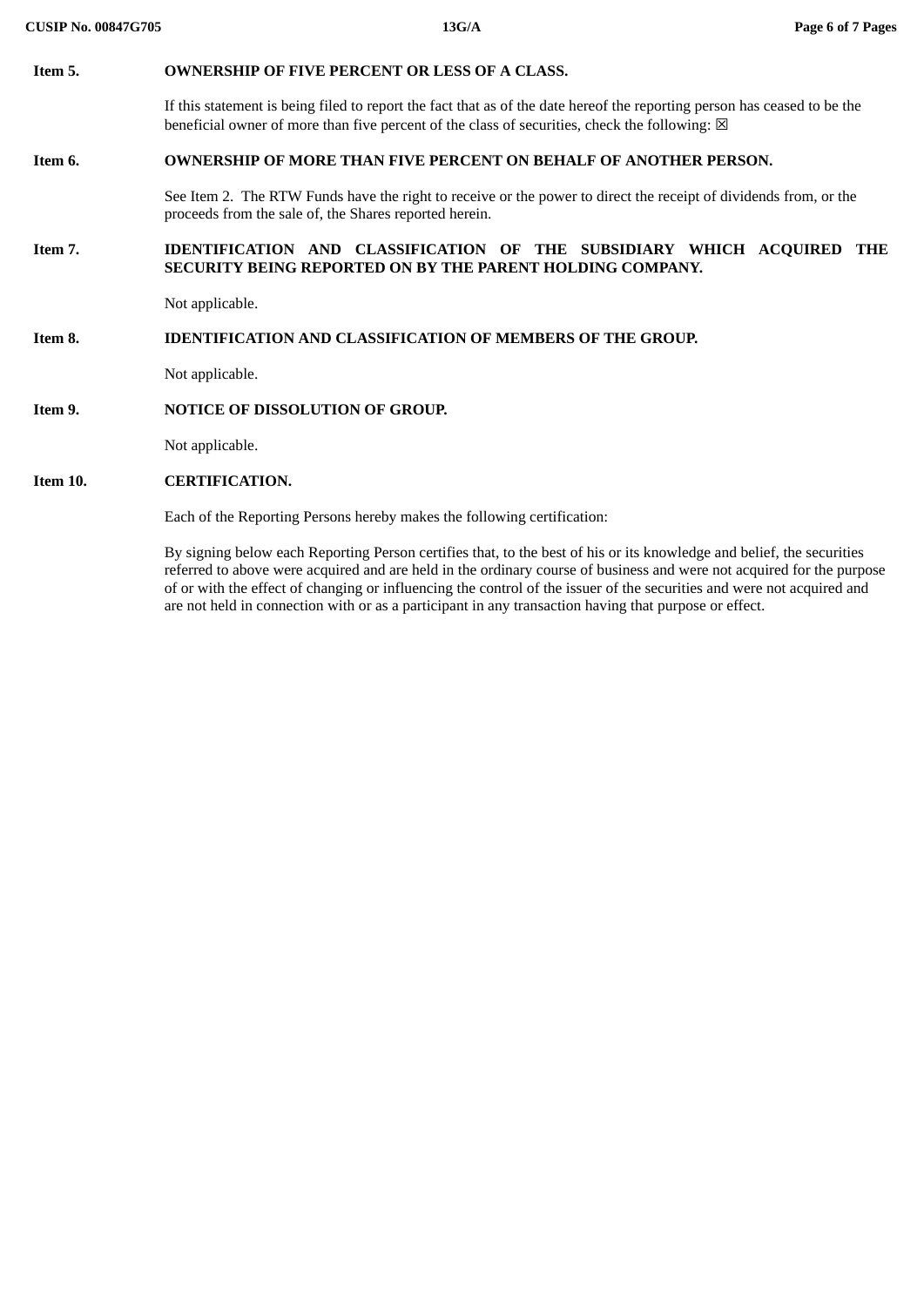**Item 5. OWNERSHIP OF FIVE PERCENT OR LESS OF A CLASS.**

If this statement is being filed to report the fact that as of the date hereof the reporting person has ceased to be the beneficial owner of more than five percent of the class of securities, check the following: ☒

**Item 6. OWNERSHIP OF MORE THAN FIVE PERCENT ON BEHALF OF ANOTHER PERSON.**

See Item 2. The RTW Funds have the right to receive or the power to direct the receipt of dividends from, or the proceeds from the sale of, the Shares reported herein.

**Item 7. IDENTIFICATION AND CLASSIFICATION OF THE SUBSIDIARY WHICH ACQUIRED THE SECURITY BEING REPORTED ON BY THE PARENT HOLDING COMPANY.**

Not applicable.

**Item 8. IDENTIFICATION AND CLASSIFICATION OF MEMBERS OF THE GROUP.**

Not applicable.

**Item 9. NOTICE OF DISSOLUTION OF GROUP.**

Not applicable.

**Item 10. CERTIFICATION.**

Each of the Reporting Persons hereby makes the following certification:

By signing below each Reporting Person certifies that, to the best of his or its knowledge and belief, the securities referred to above were acquired and are held in the ordinary course of business and were not acquired for the purpose of or with the effect of changing or influencing the control of the issuer of the securities and were not acquired and are not held in connection with or as a participant in any transaction having that purpose or effect.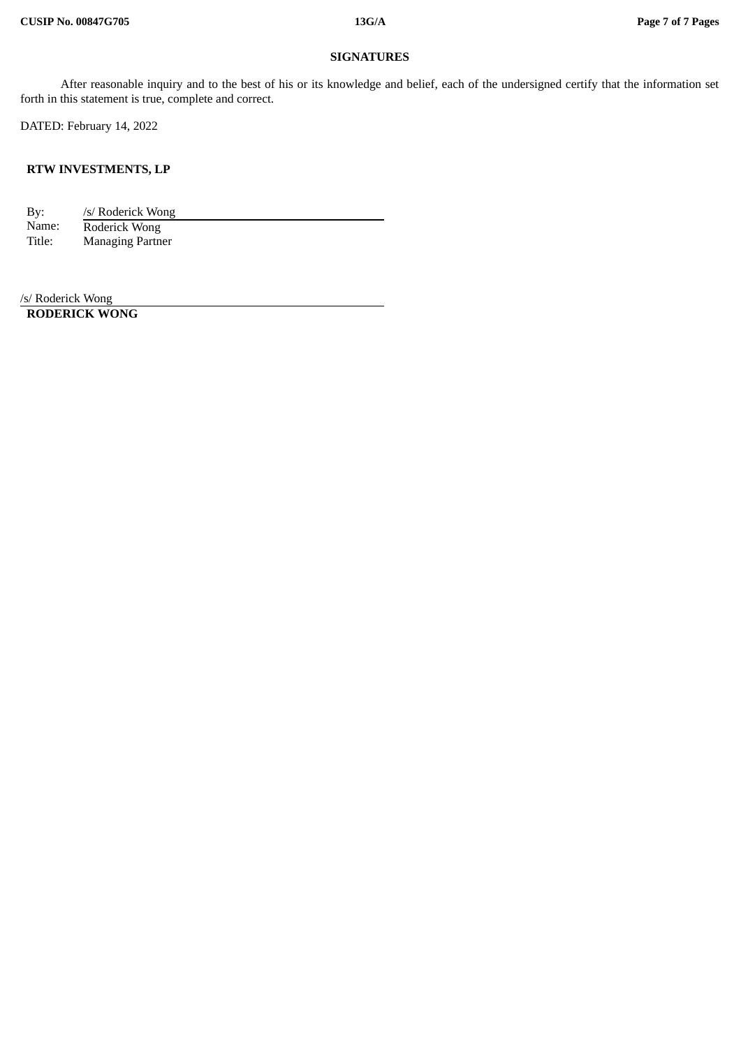## SIGNATURES

After reasonable inquiry and to the best of his or its knowledge and belief, each of the undersigned certify that the information set forth in this statement is true, complete and correct.

DATED: February 14, 2022

**RTW INVESTMENTS, LP**

By: /s/ Roderick Wong
Name: Roderick Wong
Title: Managing Partner

/s/ Roderick Wong
**RODERICK WONG**